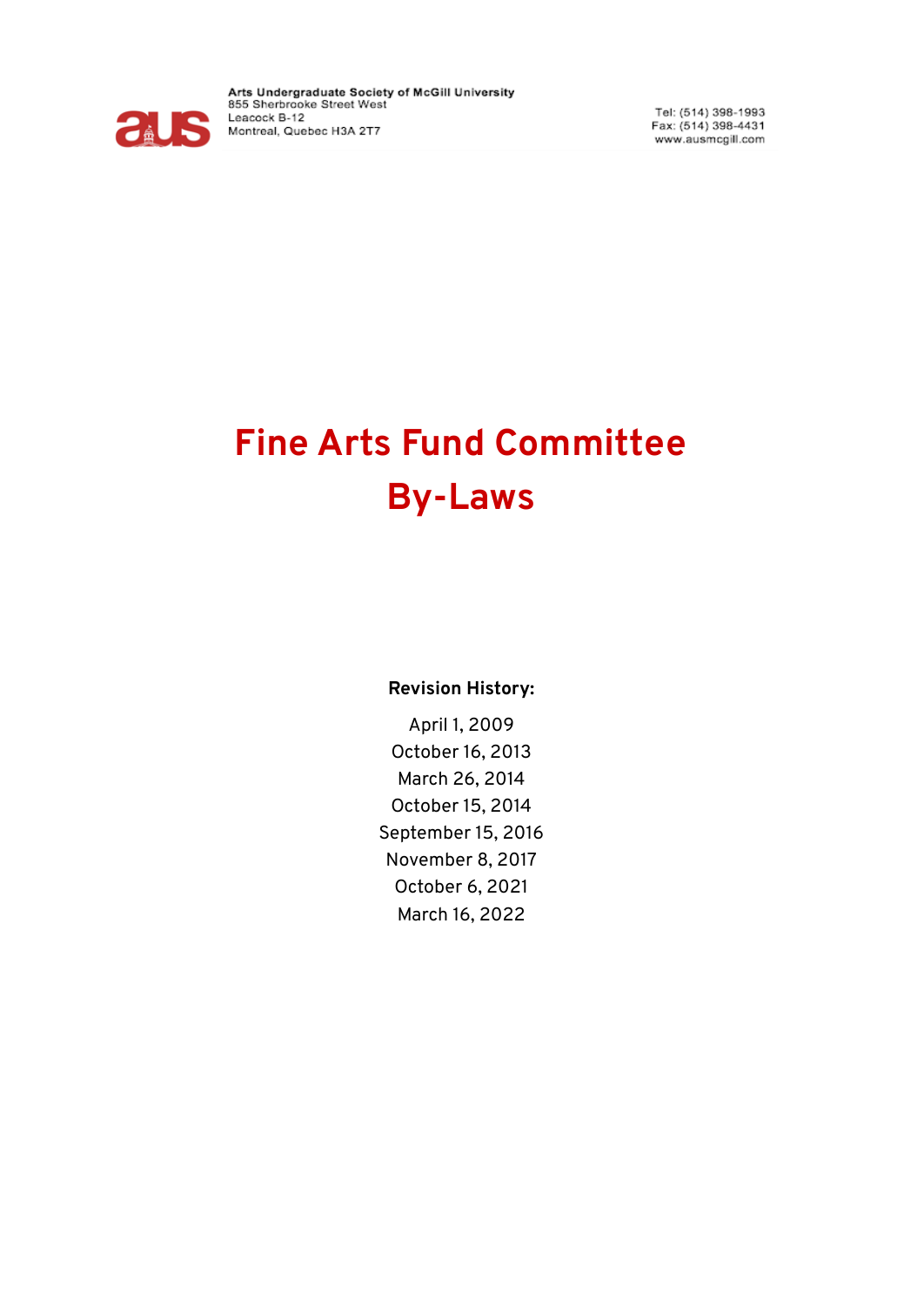Arts Undergraduate Society of McGill University
855 Sherbrooke Street West
Leacock B-12
Montreal, Quebec H3A 2T7

Tel: (514) 398-1993
Fax: (514) 398-4431
www.ausmcgill.com

# Fine Arts Fund Committee By-Laws

**Revision History:**

April 1, 2009
October 16, 2013
March 26, 2014
October 15, 2014
September 15, 2016
November 8, 2017
October 6, 2021
March 16, 2022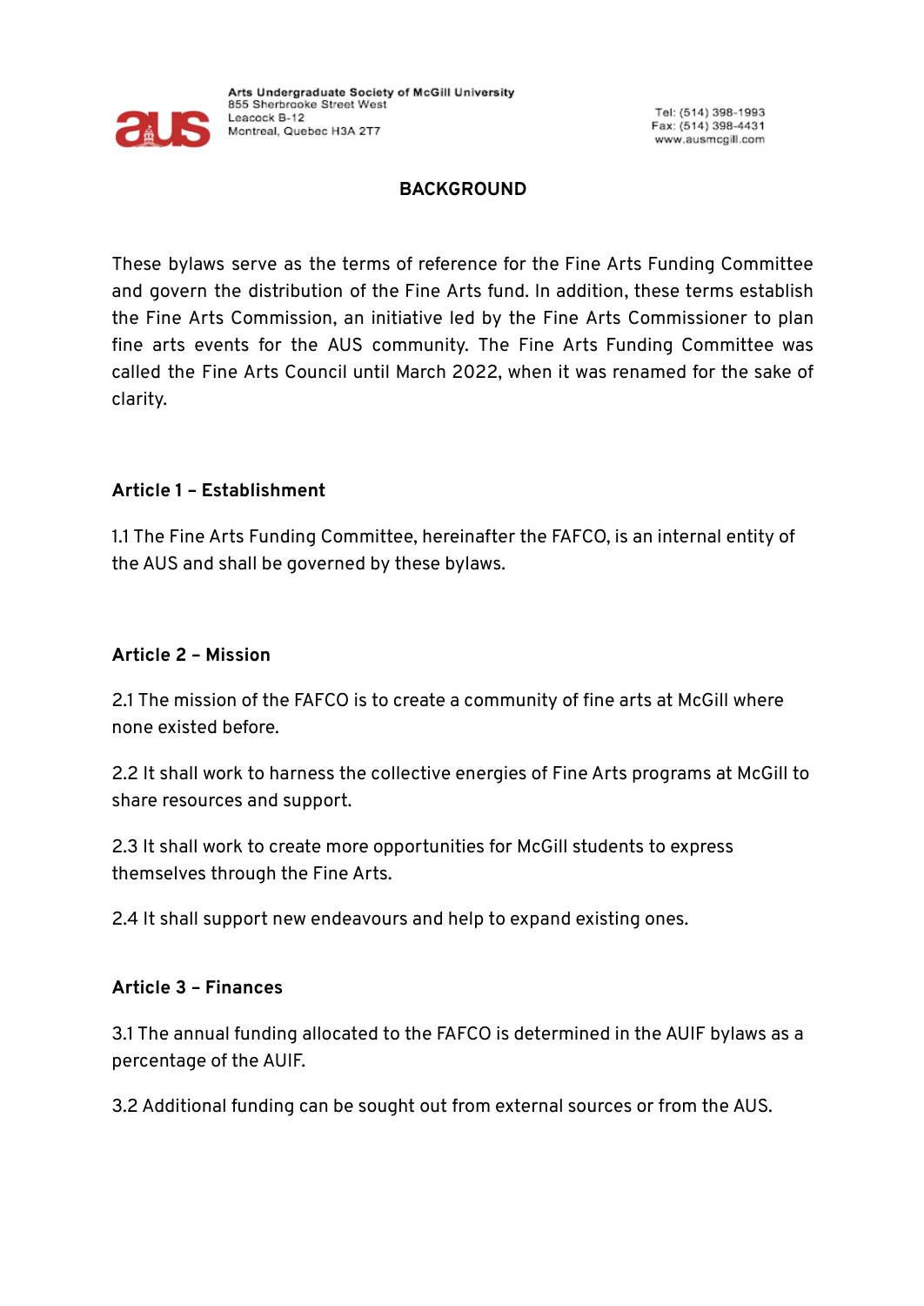## BACKGROUND

These bylaws serve as the terms of reference for the Fine Arts Funding Committee and govern the distribution of the Fine Arts fund. In addition, these terms establish the Fine Arts Commission, an initiative led by the Fine Arts Commissioner to plan fine arts events for the AUS community. The Fine Arts Funding Committee was called the Fine Arts Council until March 2022, when it was renamed for the sake of clarity.

### Article 1 – Establishment

1.1 The Fine Arts Funding Committee, hereinafter the FAFCO, is an internal entity of the AUS and shall be governed by these bylaws.

### Article 2 – Mission

2.1 The mission of the FAFCO is to create a community of fine arts at McGill where none existed before.

2.2 It shall work to harness the collective energies of Fine Arts programs at McGill to share resources and support.

2.3 It shall work to create more opportunities for McGill students to express themselves through the Fine Arts.

2.4 It shall support new endeavours and help to expand existing ones.

### Article 3 – Finances

3.1 The annual funding allocated to the FAFCO is determined in the AUIF bylaws as a percentage of the AUIF.

3.2 Additional funding can be sought out from external sources or from the AUS.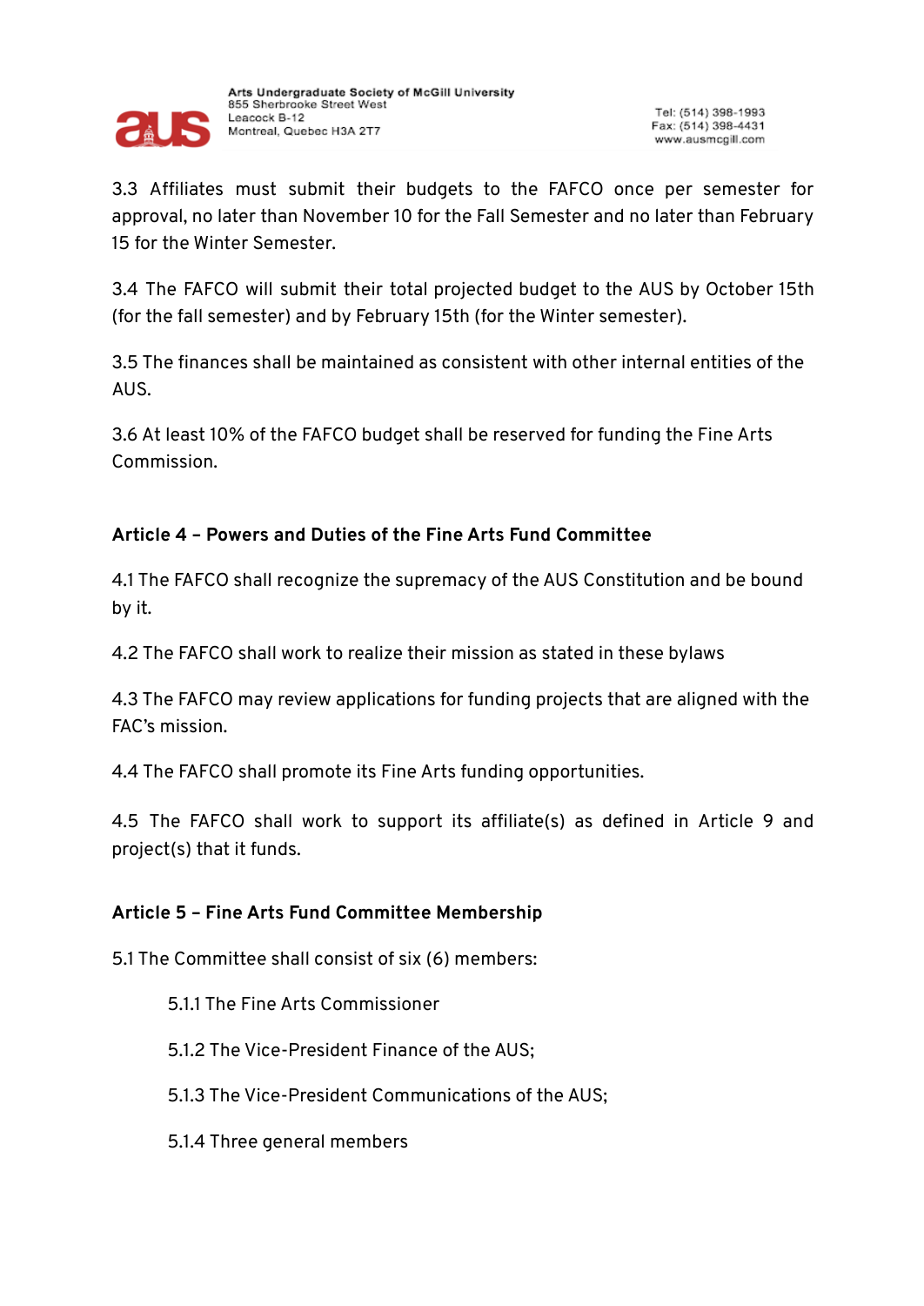3.3 Affiliates must submit their budgets to the FAFCO once per semester for approval, no later than November 10 for the Fall Semester and no later than February 15 for the Winter Semester.

3.4 The FAFCO will submit their total projected budget to the AUS by October 15th (for the fall semester) and by February 15th (for the Winter semester).

3.5 The finances shall be maintained as consistent with other internal entities of the AUS.

3.6 At least 10% of the FAFCO budget shall be reserved for funding the Fine Arts Commission.

**Article 4 – Powers and Duties of the Fine Arts Fund Committee**

4.1 The FAFCO shall recognize the supremacy of the AUS Constitution and be bound by it.

4.2 The FAFCO shall work to realize their mission as stated in these bylaws

4.3 The FAFCO may review applications for funding projects that are aligned with the FAC's mission.

4.4 The FAFCO shall promote its Fine Arts funding opportunities.

4.5 The FAFCO shall work to support its affiliate(s) as defined in Article 9 and project(s) that it funds.

**Article 5 – Fine Arts Fund Committee Membership**

5.1 The Committee shall consist of six (6) members:

> 5.1.1 The Fine Arts Commissioner
>
> 5.1.2 The Vice-President Finance of the AUS;
>
> 5.1.3 The Vice-President Communications of the AUS;
>
> 5.1.4 Three general members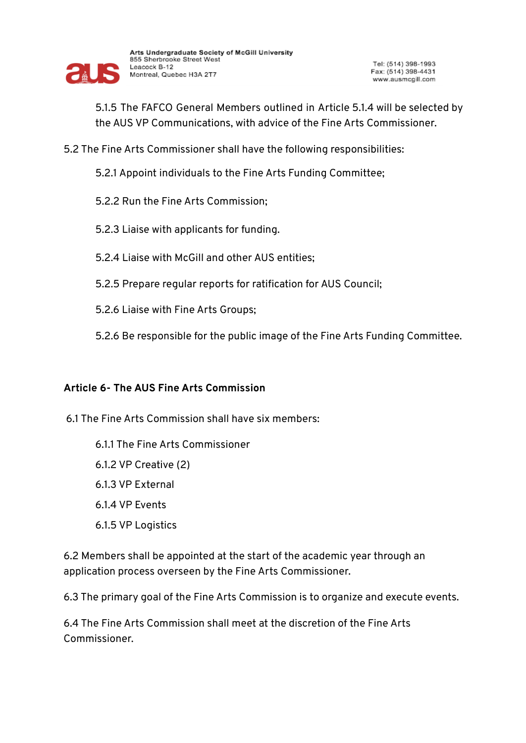5.1.5 The FAFCO General Members outlined in Article 5.1.4 will be selected by the AUS VP Communications, with advice of the Fine Arts Commissioner.

5.2 The Fine Arts Commissioner shall have the following responsibilities:

5.2.1 Appoint individuals to the Fine Arts Funding Committee;

5.2.2 Run the Fine Arts Commission;

5.2.3 Liaise with applicants for funding.

5.2.4 Liaise with McGill and other AUS entities;

5.2.5 Prepare regular reports for ratification for AUS Council;

5.2.6 Liaise with Fine Arts Groups;

5.2.6 Be responsible for the public image of the Fine Arts Funding Committee.

**Article 6- The AUS Fine Arts Commission**

6.1 The Fine Arts Commission shall have six members:

6.1.1 The Fine Arts Commissioner

6.1.2 VP Creative (2)

6.1.3 VP External

6.1.4 VP Events

6.1.5 VP Logistics

6.2 Members shall be appointed at the start of the academic year through an application process overseen by the Fine Arts Commissioner.

6.3 The primary goal of the Fine Arts Commission is to organize and execute events.

6.4 The Fine Arts Commission shall meet at the discretion of the Fine Arts Commissioner.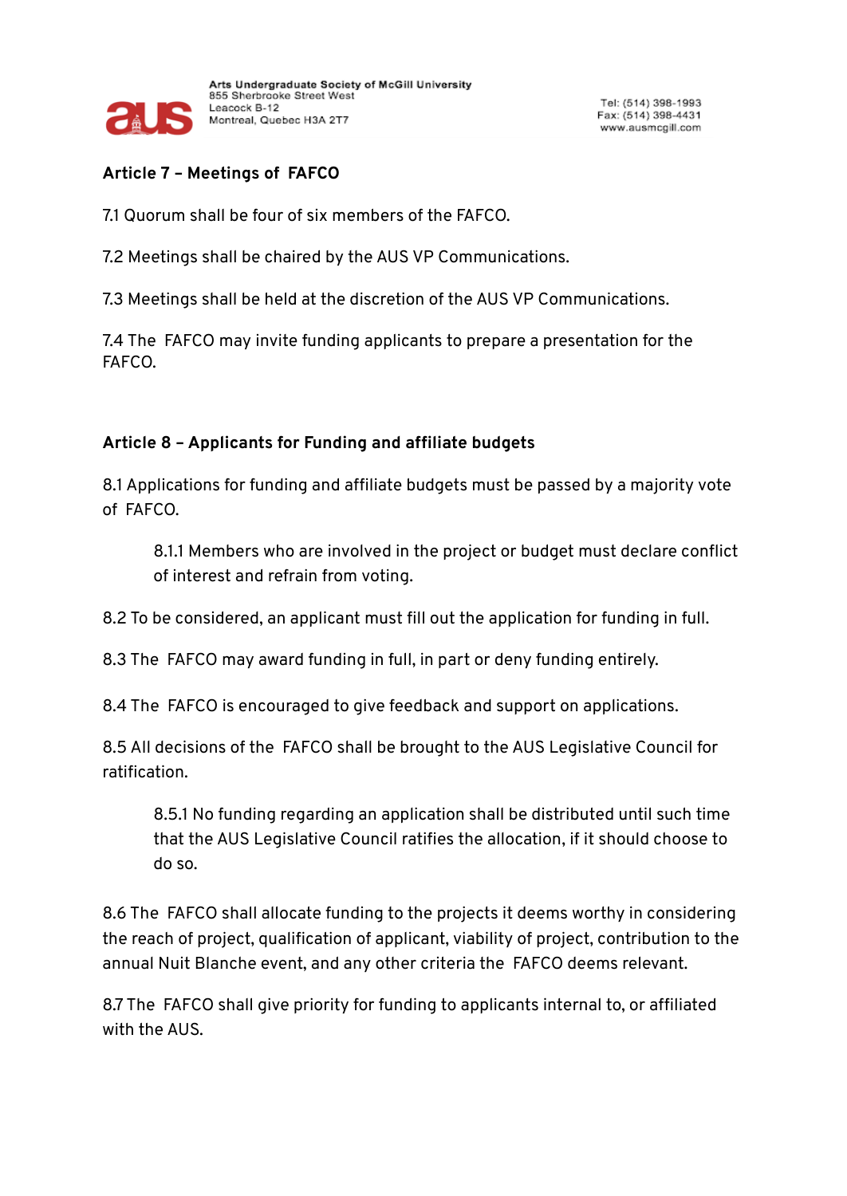**Article 7 – Meetings of FAFCO**

7.1 Quorum shall be four of six members of the FAFCO.

7.2 Meetings shall be chaired by the AUS VP Communications.

7.3 Meetings shall be held at the discretion of the AUS VP Communications.

7.4 The FAFCO may invite funding applicants to prepare a presentation for the FAFCO.

**Article 8 – Applicants for Funding and affiliate budgets**

8.1 Applications for funding and affiliate budgets must be passed by a majority vote of FAFCO.

> 8.1.1 Members who are involved in the project or budget must declare conflict of interest and refrain from voting.

8.2 To be considered, an applicant must fill out the application for funding in full.

8.3 The FAFCO may award funding in full, in part or deny funding entirely.

8.4 The FAFCO is encouraged to give feedback and support on applications.

8.5 All decisions of the FAFCO shall be brought to the AUS Legislative Council for ratification.

> 8.5.1 No funding regarding an application shall be distributed until such time that the AUS Legislative Council ratifies the allocation, if it should choose to do so.

8.6 The FAFCO shall allocate funding to the projects it deems worthy in considering the reach of project, qualification of applicant, viability of project, contribution to the annual Nuit Blanche event, and any other criteria the FAFCO deems relevant.

8.7 The FAFCO shall give priority for funding to applicants internal to, or affiliated with the AUS.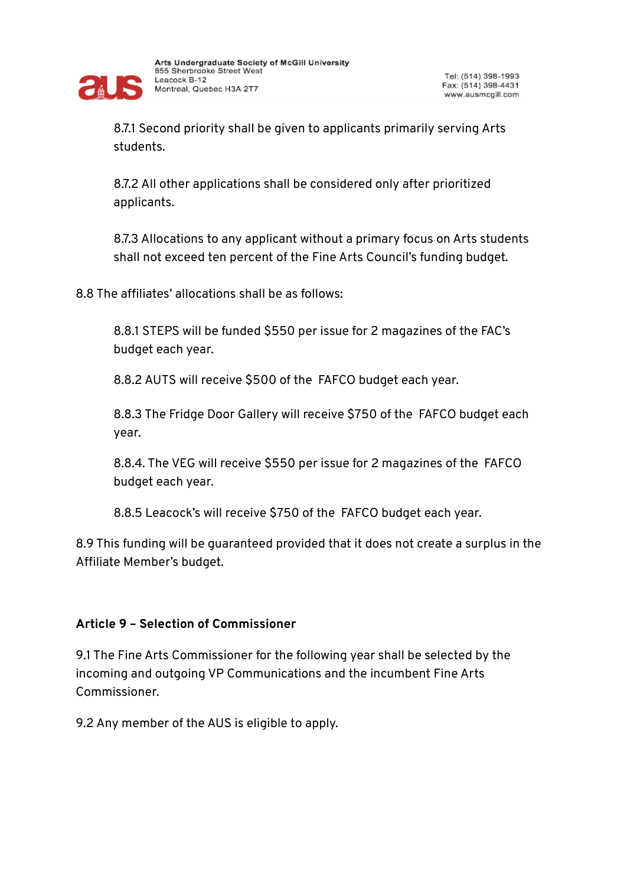8.7.1 Second priority shall be given to applicants primarily serving Arts students.

8.7.2 All other applications shall be considered only after prioritized applicants.

8.7.3 Allocations to any applicant without a primary focus on Arts students shall not exceed ten percent of the Fine Arts Council's funding budget.

8.8 The affiliates' allocations shall be as follows:

8.8.1 STEPS will be funded $550 per issue for 2 magazines of the FAC's budget each year.

8.8.2 AUTS will receive $500 of the FAFCO budget each year.

8.8.3 The Fridge Door Gallery will receive $750 of the FAFCO budget each year.

8.8.4. The VEG will receive $550 per issue for 2 magazines of the FAFCO budget each year.

8.8.5 Leacock's will receive $750 of the FAFCO budget each year.

8.9 This funding will be guaranteed provided that it does not create a surplus in the Affiliate Member's budget.

**Article 9 – Selection of Commissioner**

9.1 The Fine Arts Commissioner for the following year shall be selected by the incoming and outgoing VP Communications and the incumbent Fine Arts Commissioner.

9.2 Any member of the AUS is eligible to apply.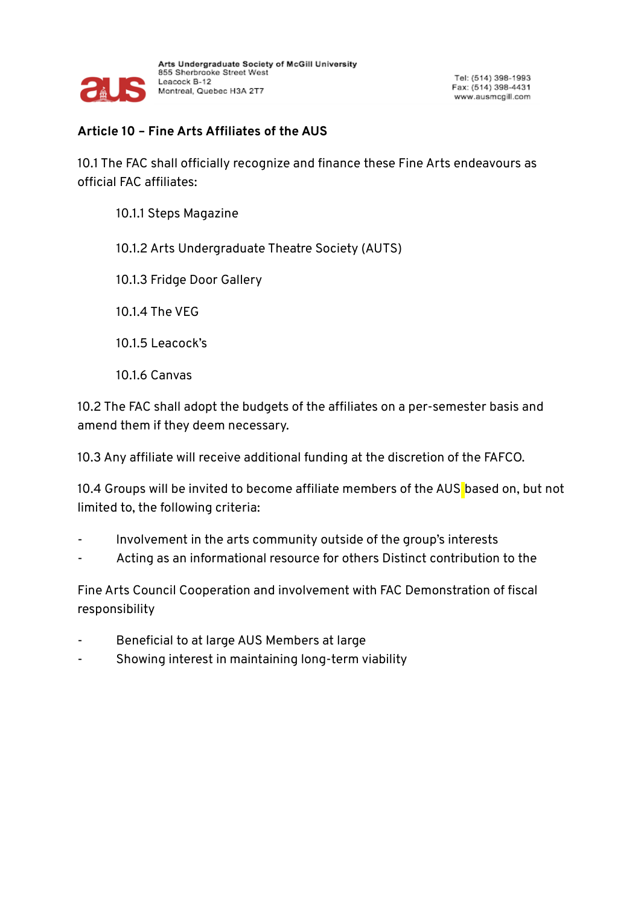### Article 10 – Fine Arts Affiliates of the AUS

10.1 The FAC shall officially recognize and finance these Fine Arts endeavours as official FAC affiliates:

10.1.1 Steps Magazine

10.1.2 Arts Undergraduate Theatre Society (AUTS)

10.1.3 Fridge Door Gallery

10.1.4 The VEG

10.1.5 Leacock's

10.1.6 Canvas

10.2 The FAC shall adopt the budgets of the affiliates on a per-semester basis and amend them if they deem necessary.

10.3 Any affiliate will receive additional funding at the discretion of the FAFCO.

10.4 Groups will be invited to become affiliate members of the AUS based on, but not limited to, the following criteria:

- Involvement in the arts community outside of the group's interests
- Acting as an informational resource for others Distinct contribution to the

Fine Arts Council Cooperation and involvement with FAC Demonstration of fiscal responsibility

- Beneficial to at large AUS Members at large
- Showing interest in maintaining long-term viability